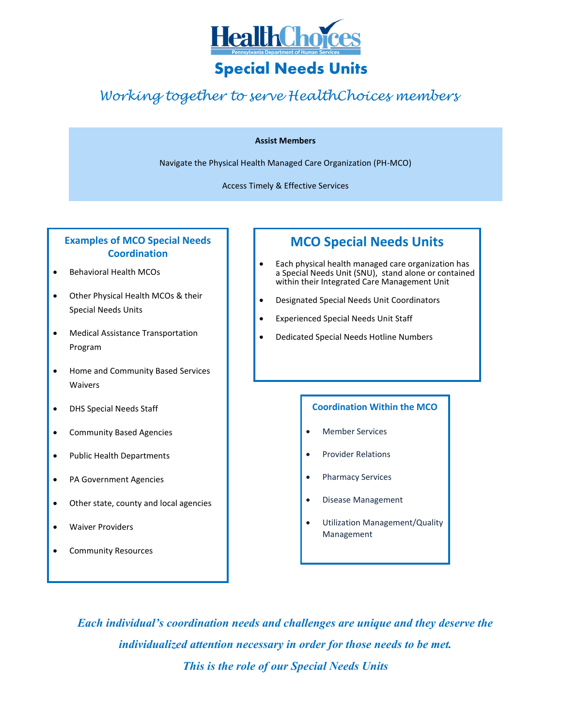# HealthChoices

Pennsylvania Department of Human Services

## Special Needs Units

*Working together to serve HealthChoices members*

**Assist Members**

Navigate the Physical Health Managed Care Organization (PH-MCO)

Access Timely & Effective Services

### Examples of MCO Special Needs Coordination

- Behavioral Health MCOs
- Other Physical Health MCOs & their Special Needs Units
- Medical Assistance Transportation Program
- Home and Community Based Services Waivers
- DHS Special Needs Staff
- Community Based Agencies
- Public Health Departments
- PA Government Agencies
- Other state, county and local agencies
- Waiver Providers
- Community Resources

### MCO Special Needs Units

- Each physical health managed care organization has a Special Needs Unit (SNU), stand alone or contained within their Integrated Care Management Unit
- Designated Special Needs Unit Coordinators
- Experienced Special Needs Unit Staff
- Dedicated Special Needs Hotline Numbers

### Coordination Within the MCO

- Member Services
- Provider Relations
- Pharmacy Services
- Disease Management
- Utilization Management/Quality Management

***Each individual's coordination needs and challenges are unique and they deserve the individualized attention necessary in order for those needs to be met.***

***This is the role of our Special Needs Units***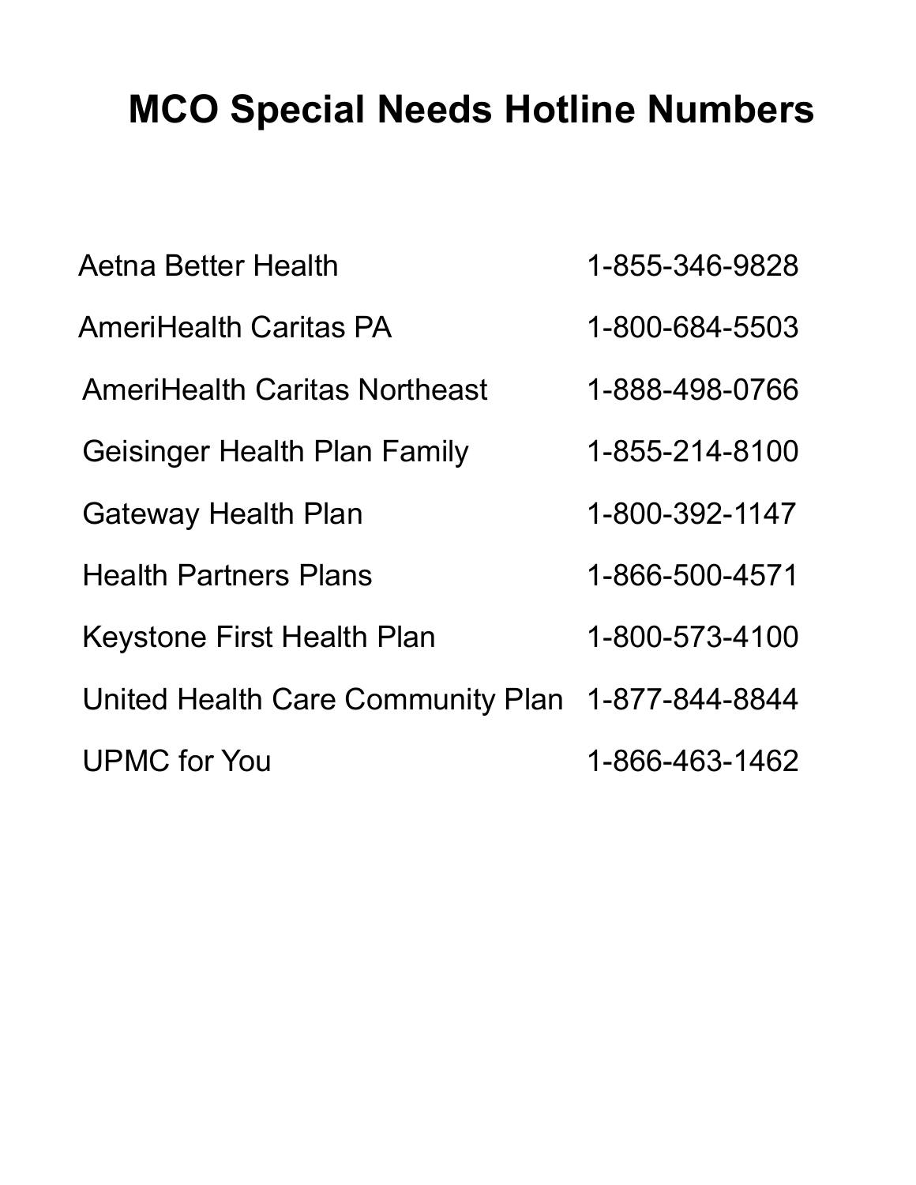# MCO Special Needs Hotline Numbers

| | |
|---|---|
| Aetna Better Health | 1-855-346-9828 |
| AmeriHealth Caritas PA | 1-800-684-5503 |
| AmeriHealth Caritas Northeast | 1-888-498-0766 |
| Geisinger Health Plan Family | 1-855-214-8100 |
| Gateway Health Plan | 1-800-392-1147 |
| Health Partners Plans | 1-866-500-4571 |
| Keystone First Health Plan | 1-800-573-4100 |
| United Health Care Community Plan | 1-877-844-8844 |
| UPMC for You | 1-866-463-1462 |